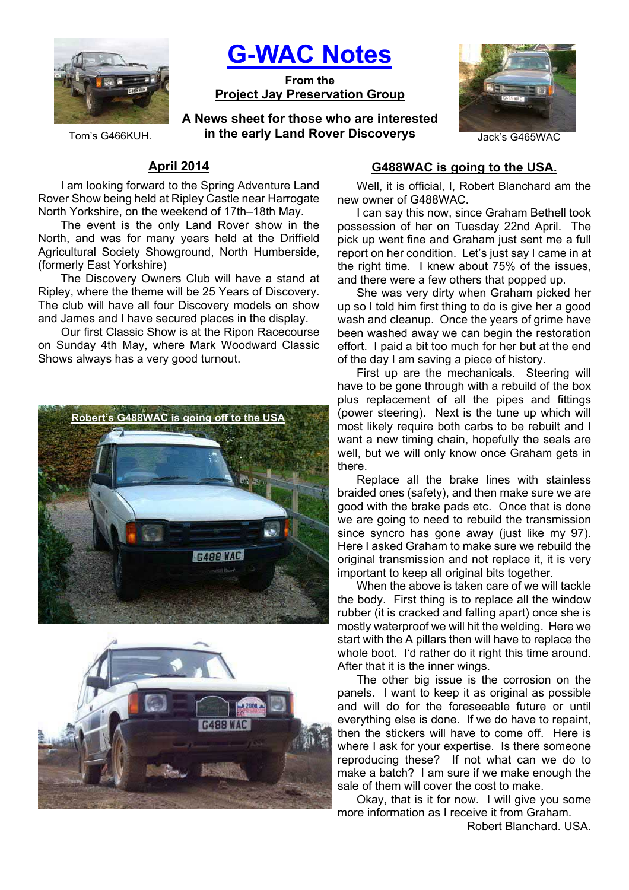# G-WAC Notes

**From the**
**Project Jay Preservation Group**

**A News sheet for those who are interested in the early Land Rover Discoverys**

Tom's G466KUH.

Jack's G465WAC

## April 2014

I am looking forward to the Spring Adventure Land Rover Show being held at Ripley Castle near Harrogate North Yorkshire, on the weekend of 17th–18th May.

The event is the only Land Rover show in the North, and was for many years held at the Driffield Agricultural Society Showground, North Humberside, (formerly East Yorkshire)

The Discovery Owners Club will have a stand at Ripley, where the theme will be 25 Years of Discovery. The club will have all four Discovery models on show and James and I have secured places in the display.

Our first Classic Show is at the Ripon Racecourse on Sunday 4th May, where Mark Woodward Classic Shows always has a very good turnout.

Robert's G488WAC is going off to the USA

## G488WAC is going to the USA.

Well, it is official, I, Robert Blanchard am the new owner of G488WAC.

I can say this now, since Graham Bethell took possession of her on Tuesday 22nd April. The pick up went fine and Graham just sent me a full report on her condition. Let's just say I came in at the right time. I knew about 75% of the issues, and there were a few others that popped up.

She was very dirty when Graham picked her up so I told him first thing to do is give her a good wash and cleanup. Once the years of grime have been washed away we can begin the restoration effort. I paid a bit too much for her but at the end of the day I am saving a piece of history.

First up are the mechanicals. Steering will have to be gone through with a rebuild of the box plus replacement of all the pipes and fittings (power steering). Next is the tune up which will most likely require both carbs to be rebuilt and I want a new timing chain, hopefully the seals are well, but we will only know once Graham gets in there.

Replace all the brake lines with stainless braided ones (safety), and then make sure we are good with the brake pads etc. Once that is done we are going to need to rebuild the transmission since syncro has gone away (just like my 97). Here I asked Graham to make sure we rebuild the original transmission and not replace it, it is very important to keep all original bits together.

When the above is taken care of we will tackle the body. First thing is to replace all the window rubber (it is cracked and falling apart) once she is mostly waterproof we will hit the welding. Here we start with the A pillars then will have to replace the whole boot. I'd rather do it right this time around. After that it is the inner wings.

The other big issue is the corrosion on the panels. I want to keep it as original as possible and will do for the foreseeable future or until everything else is done. If we do have to repaint, then the stickers will have to come off. Here is where I ask for your expertise. Is there someone reproducing these? If not what can we do to make a batch? I am sure if we make enough the sale of them will cover the cost to make.

Okay, that is it for now. I will give you some more information as I receive it from Graham.

Robert Blanchard. USA.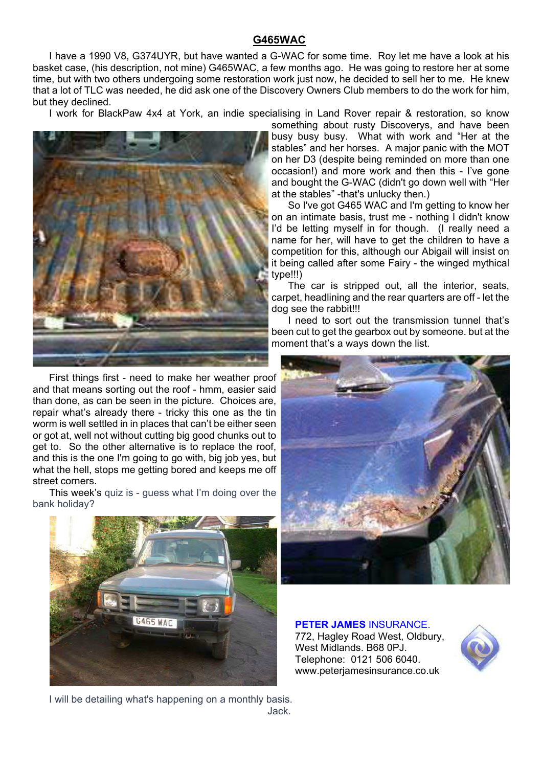## G465WAC

I have a 1990 V8, G374UYR, but have wanted a G-WAC for some time. Roy let me have a look at his basket case, (his description, not mine) G465WAC, a few months ago. He was going to restore her at some time, but with two others undergoing some restoration work just now, he decided to sell her to me. He knew that a lot of TLC was needed, he did ask one of the Discovery Owners Club members to do the work for him, but they declined.

I work for BlackPaw 4x4 at York, an indie specialising in Land Rover repair & restoration, so know something about rusty Discoverys, and have been busy busy busy. What with work and "Her at the stables" and her horses. A major panic with the MOT on her D3 (despite being reminded on more than one occasion!) and more work and then this - I've gone and bought the G-WAC (didn't go down well with "Her at the stables" -that's unlucky then.)

So I've got G465 WAC and I'm getting to know her on an intimate basis, trust me - nothing I didn't know I'd be letting myself in for though. (I really need a name for her, will have to get the children to have a competition for this, although our Abigail will insist on it being called after some Fairy - the winged mythical type!!!)

The car is stripped out, all the interior, seats, carpet, headlining and the rear quarters are off - let the dog see the rabbit!!!

I need to sort out the transmission tunnel that's been cut to get the gearbox out by someone. but at the moment that's a ways down the list.

First things first - need to make her weather proof and that means sorting out the roof - hmm, easier said than done, as can be seen in the picture. Choices are, repair what's already there - tricky this one as the tin worm is well settled in in places that can't be either seen or got at, well not without cutting big good chunks out to get to. So the other alternative is to replace the roof, and this is the one I'm going to go with, big job yes, but what the hell, stops me getting bored and keeps me off street corners.

This week's quiz is - guess what I'm doing over the bank holiday?

I will be detailing what's happening on a monthly basis.

Jack.

**PETER JAMES** INSURANCE.
772, Hagley Road West, Oldbury,
West Midlands. B68 0PJ.
Telephone: 0121 506 6040.
www.peterjamesinsurance.co.uk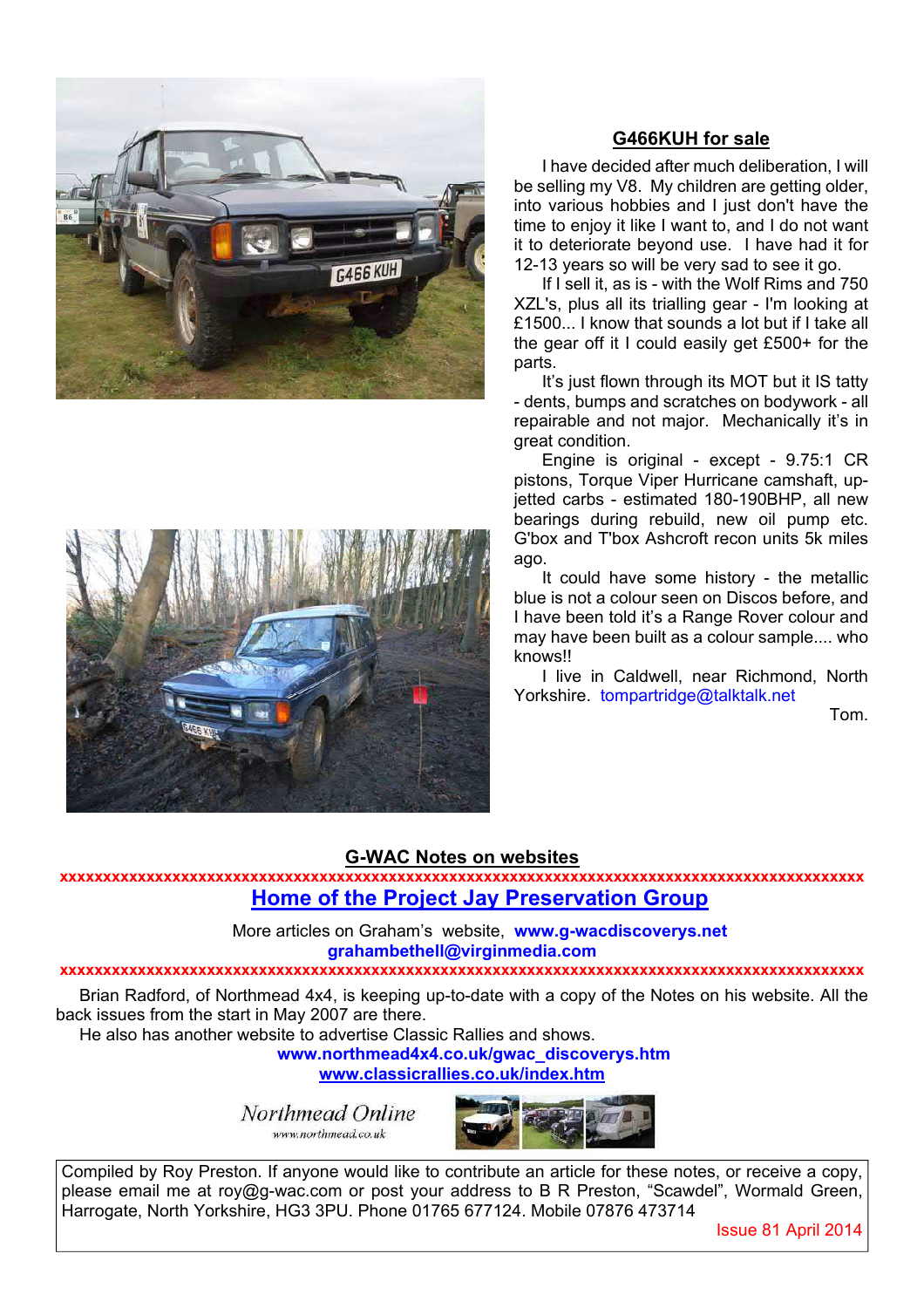## G466KUH for sale

I have decided after much deliberation, I will be selling my V8. My children are getting older, into various hobbies and I just don't have the time to enjoy it like I want to, and I do not want it to deteriorate beyond use. I have had it for 12-13 years so will be very sad to see it go.

If I sell it, as is - with the Wolf Rims and 750 XZL's, plus all its trialling gear - I'm looking at £1500... I know that sounds a lot but if I take all the gear off it I could easily get £500+ for the parts.

It's just flown through its MOT but it IS tatty - dents, bumps and scratches on bodywork - all repairable and not major. Mechanically it's in great condition.

Engine is original - except - 9.75:1 CR pistons, Torque Viper Hurricane camshaft, up-jetted carbs - estimated 180-190BHP, all new bearings during rebuild, new oil pump etc. G'box and T'box Ashcroft recon units 5k miles ago.

It could have some history - the metallic blue is not a colour seen on Discos before, and I have been told it's a Range Rover colour and may have been built as a colour sample.... who knows!!

I live in Caldwell, near Richmond, North Yorkshire. tompartridge@talktalk.net

Tom.

## G-WAC Notes on websites

xxxxxxxxxxxxxxxxxxxxxxxxxxxxxxxxxxxxxxxxxxxxxxxxxxxxxxxxxxxxxxxxxxxxxxxxxxxxxxxxxxxxxxxxxxxx

**Home of the Project Jay Preservation Group**

More articles on Graham's website, **www.g-wacdiscoverys.net**
**grahambethell@virginmedia.com**

xxxxxxxxxxxxxxxxxxxxxxxxxxxxxxxxxxxxxxxxxxxxxxxxxxxxxxxxxxxxxxxxxxxxxxxxxxxxxxxxxxxxxxxxxxxx

Brian Radford, of Northmead 4x4, is keeping up-to-date with a copy of the Notes on his website. All the back issues from the start in May 2007 are there.

He also has another website to advertise Classic Rallies and shows.

**www.northmead4x4.co.uk/gwac_discoverys.htm**
**www.classicrallies.co.uk/index.htm**

*Northmead Online*
www.northmead.co.uk

Compiled by Roy Preston. If anyone would like to contribute an article for these notes, or receive a copy, please email me at roy@g-wac.com or post your address to B R Preston, "Scawdel", Wormald Green, Harrogate, North Yorkshire, HG3 3PU. Phone 01765 677124. Mobile 07876 473714

Issue 81 April 2014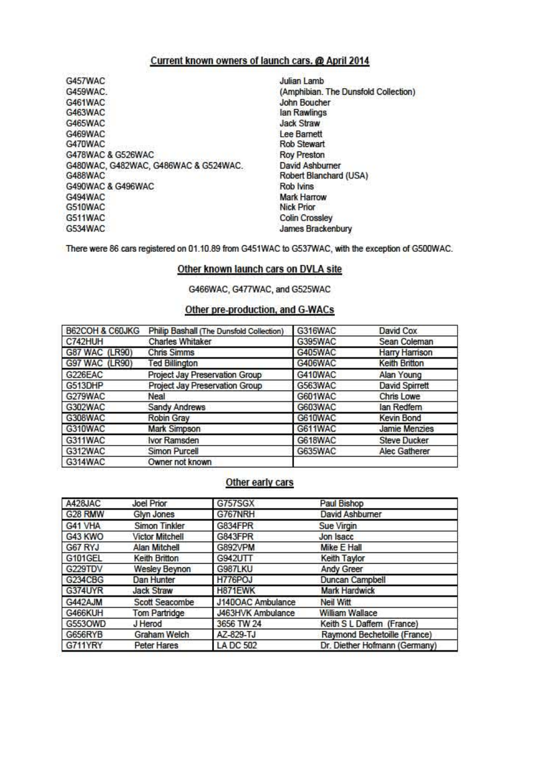## Current known owners of launch cars. @ April 2014

| | |
|---|---|
| G457WAC | Julian Lamb |
| G459WAC. | (Amphibian. The Dunsfold Collection) |
| G461WAC | John Boucher |
| G463WAC | Ian Rawlings |
| G465WAC | Jack Straw |
| G469WAC | Lee Barnett |
| G470WAC | Rob Stewart |
| G478WAC & G526WAC | Roy Preston |
| G480WAC, G482WAC, G486WAC & G524WAC. | David Ashburner |
| G488WAC | Robert Blanchard (USA) |
| G490WAC & G496WAC | Rob Ivins |
| G494WAC | Mark Harrow |
| G510WAC | Nick Prior |
| G511WAC | Colin Crossley |
| G534WAC | James Brackenbury |

There were 86 cars registered on 01.10.89 from G451WAC to G537WAC, with the exception of G500WAC.

## Other known launch cars on DVLA site

G466WAC, G477WAC, and G525WAC

## Other pre-production, and G-WACs

| | | | |
|---|---|---|---|
| B62COH & C60JKG | Philip Bashall (The Dunsfold Collection) | G316WAC | David Cox |
| C742HUH | Charles Whitaker | G395WAC | Sean Coleman |
| G87 WAC (LR90) | Chris Simms | G405WAC | Harry Harrison |
| G97 WAC (LR90) | Ted Billington | G406WAC | Keith Britton |
| G226EAC | Project Jay Preservation Group | G410WAC | Alan Young |
| G513DHP | Project Jay Preservation Group | G563WAC | David Spirrett |
| G279WAC | Neal | G601WAC | Chris Lowe |
| G302WAC | Sandy Andrews | G603WAC | Ian Redfern |
| G308WAC | Robin Gray | G610WAC | Kevin Bond |
| G310WAC | Mark Simpson | G611WAC | Jamie Menzies |
| G311WAC | Ivor Ramsden | G618WAC | Steve Ducker |
| G312WAC | Simon Purcell | G635WAC | Alec Gatherer |
| G314WAC | Owner not known | | |

## Other early cars

| | | | |
|---|---|---|---|
| A428JAC | Joel Prior | G757SGX | Paul Bishop |
| G28 RMW | Glyn Jones | G767NRH | David Ashburner |
| G41 VHA | Simon Tinkler | G834FPR | Sue Virgin |
| G43 KWO | Victor Mitchell | G843FPR | Jon Isacc |
| G67 RYJ | Alan Mitchell | G892VPM | Mike E Hall |
| G101GEL | Keith Britton | G942UTT | Keith Taylor |
| G229TDV | Wesley Beynon | G987LKU | Andy Greer |
| G234CBG | Dan Hunter | H776POJ | Duncan Campbell |
| G374UYR | Jack Straw | H871EWK | Mark Hardwick |
| G442AJM | Scott Seacombe | J140OAC Ambulance | Neil Witt |
| G466KUH | Tom Partridge | J463HVK Ambulance | William Wallace |
| G553OWD | J Herod | 3656 TW 24 | Keith S L Daffern (France) |
| G656RYB | Graham Welch | AZ-829-TJ | Raymond Bechetoille (France) |
| G711YRY | Peter Hares | LA DC 502 | Dr. Diether Hofmann (Germany) |